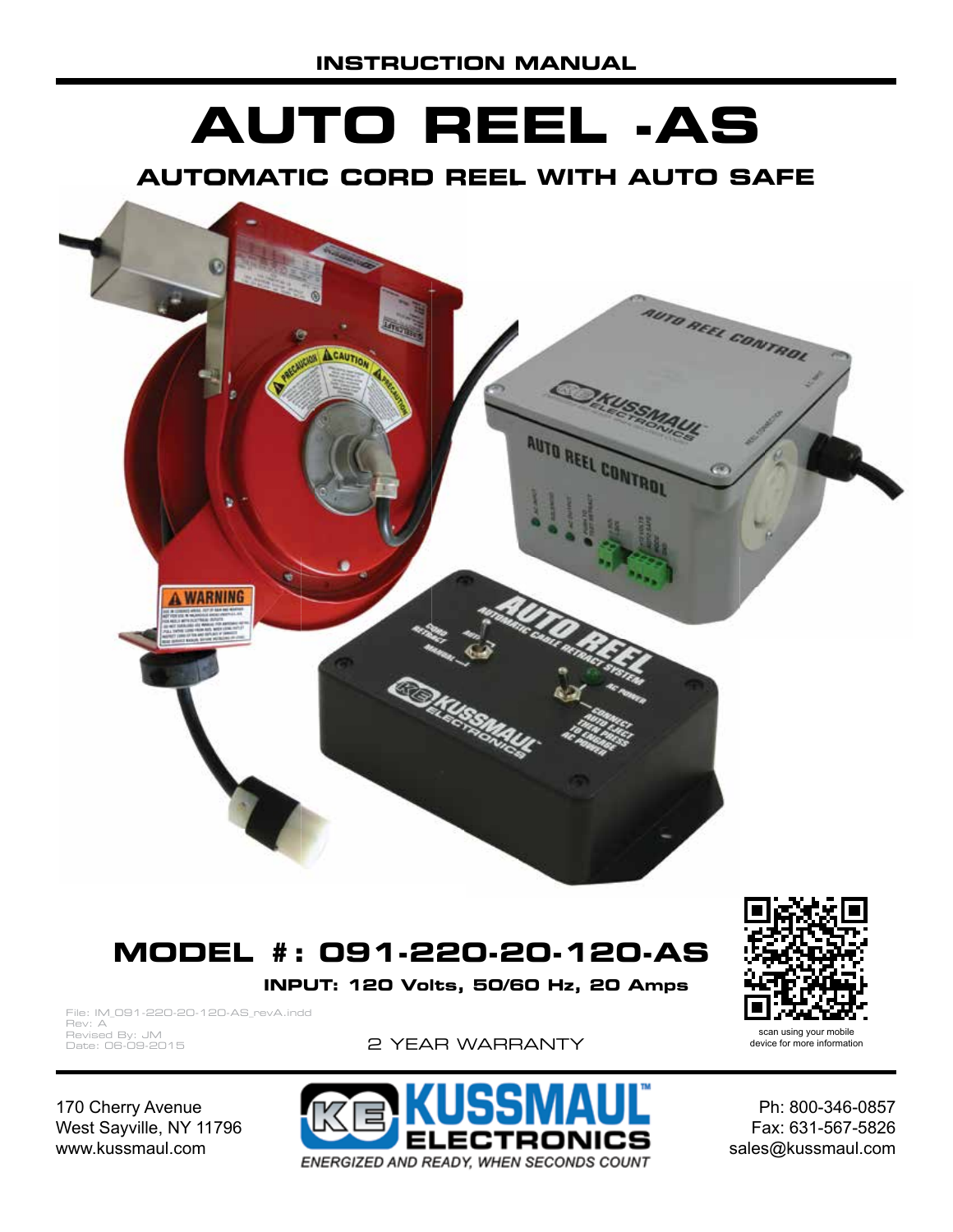INSTRUCTION MANUAL

# AUTO REEL -AS

## AUTOMATIC CORD REEL WITH AUTO SAFE

## MODEL #: 091-220-20-120-AS

**INPUT: 120 Volts, 50/60 Hz, 20 Amps**

File: IM_091-220-20-120-AS_revA.indd
Rev: A
Revised By: JM
Date: 06-09-2015

2 YEAR WARRANTY

scan using your mobile device for more information

170 Cherry Avenue
West Sayville, NY 11796
www.kussmaul.com

KUSSMAUL ELECTRONICS
ENERGIZED AND READY, WHEN SECONDS COUNT

Ph: 800-346-0857
Fax: 631-567-5826
sales@kussmaul.com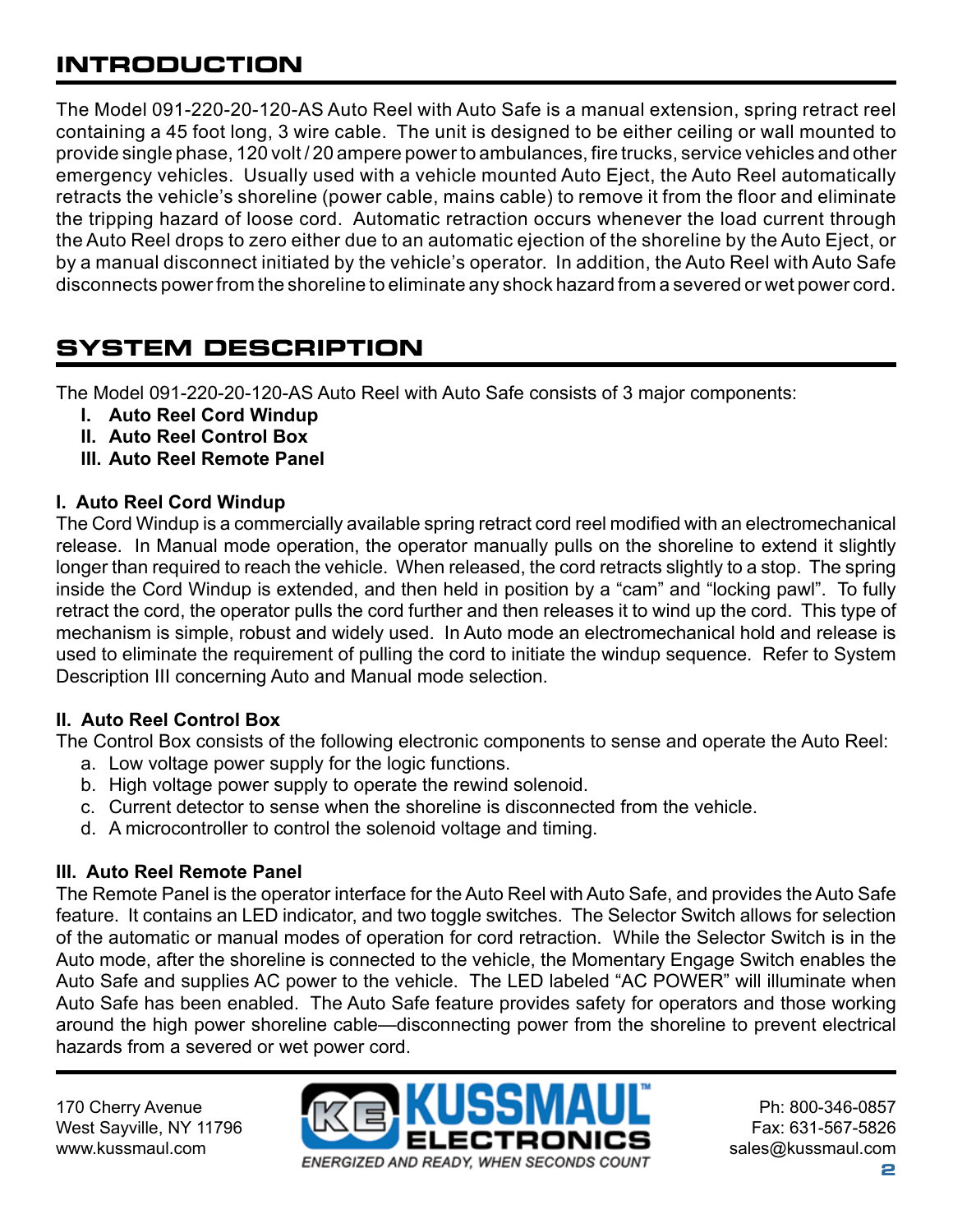## INTRODUCTION

The Model 091-220-20-120-AS Auto Reel with Auto Safe is a manual extension, spring retract reel containing a 45 foot long, 3 wire cable. The unit is designed to be either ceiling or wall mounted to provide single phase, 120 volt / 20 ampere power to ambulances, fire trucks, service vehicles and other emergency vehicles. Usually used with a vehicle mounted Auto Eject, the Auto Reel automatically retracts the vehicle's shoreline (power cable, mains cable) to remove it from the floor and eliminate the tripping hazard of loose cord. Automatic retraction occurs whenever the load current through the Auto Reel drops to zero either due to an automatic ejection of the shoreline by the Auto Eject, or by a manual disconnect initiated by the vehicle's operator. In addition, the Auto Reel with Auto Safe disconnects power from the shoreline to eliminate any shock hazard from a severed or wet power cord.

## SYSTEM DESCRIPTION

The Model 091-220-20-120-AS Auto Reel with Auto Safe consists of 3 major components:

- **I. Auto Reel Cord Windup**
- **II. Auto Reel Control Box**
- **III. Auto Reel Remote Panel**

### I. Auto Reel Cord Windup

The Cord Windup is a commercially available spring retract cord reel modified with an electromechanical release. In Manual mode operation, the operator manually pulls on the shoreline to extend it slightly longer than required to reach the vehicle. When released, the cord retracts slightly to a stop. The spring inside the Cord Windup is extended, and then held in position by a "cam" and "locking pawl". To fully retract the cord, the operator pulls the cord further and then releases it to wind up the cord. This type of mechanism is simple, robust and widely used. In Auto mode an electromechanical hold and release is used to eliminate the requirement of pulling the cord to initiate the windup sequence. Refer to System Description III concerning Auto and Manual mode selection.

### II. Auto Reel Control Box

The Control Box consists of the following electronic components to sense and operate the Auto Reel:

a. Low voltage power supply for the logic functions.
b. High voltage power supply to operate the rewind solenoid.
c. Current detector to sense when the shoreline is disconnected from the vehicle.
d. A microcontroller to control the solenoid voltage and timing.

### III. Auto Reel Remote Panel

The Remote Panel is the operator interface for the Auto Reel with Auto Safe, and provides the Auto Safe feature. It contains an LED indicator, and two toggle switches. The Selector Switch allows for selection of the automatic or manual modes of operation for cord retraction. While the Selector Switch is in the Auto mode, after the shoreline is connected to the vehicle, the Momentary Engage Switch enables the Auto Safe and supplies AC power to the vehicle. The LED labeled "AC POWER" will illuminate when Auto Safe has been enabled. The Auto Safe feature provides safety for operators and those working around the high power shoreline cable—disconnecting power from the shoreline to prevent electrical hazards from a severed or wet power cord.

170 Cherry Avenue
West Sayville, NY 11796
www.kussmaul.com

KUSSMAUL ELECTRONICS
ENERGIZED AND READY, WHEN SECONDS COUNT

Ph: 800-346-0857
Fax: 631-567-5826
sales@kussmaul.com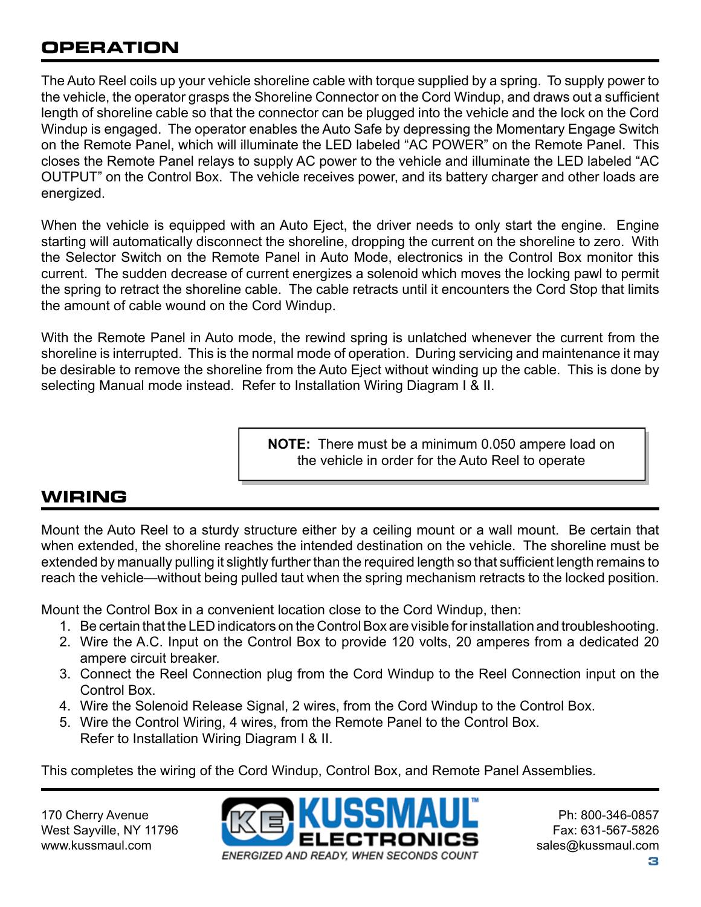## OPERATION

The Auto Reel coils up your vehicle shoreline cable with torque supplied by a spring. To supply power to the vehicle, the operator grasps the Shoreline Connector on the Cord Windup, and draws out a sufficient length of shoreline cable so that the connector can be plugged into the vehicle and the lock on the Cord Windup is engaged. The operator enables the Auto Safe by depressing the Momentary Engage Switch on the Remote Panel, which will illuminate the LED labeled “AC POWER” on the Remote Panel. This closes the Remote Panel relays to supply AC power to the vehicle and illuminate the LED labeled “AC OUTPUT” on the Control Box. The vehicle receives power, and its battery charger and other loads are energized.

When the vehicle is equipped with an Auto Eject, the driver needs to only start the engine. Engine starting will automatically disconnect the shoreline, dropping the current on the shoreline to zero. With the Selector Switch on the Remote Panel in Auto Mode, electronics in the Control Box monitor this current. The sudden decrease of current energizes a solenoid which moves the locking pawl to permit the spring to retract the shoreline cable. The cable retracts until it encounters the Cord Stop that limits the amount of cable wound on the Cord Windup.

With the Remote Panel in Auto mode, the rewind spring is unlatched whenever the current from the shoreline is interrupted. This is the normal mode of operation. During servicing and maintenance it may be desirable to remove the shoreline from the Auto Eject without winding up the cable. This is done by selecting Manual mode instead. Refer to Installation Wiring Diagram I & II.

> **NOTE:** There must be a minimum 0.050 ampere load on the vehicle in order for the Auto Reel to operate

## WIRING

Mount the Auto Reel to a sturdy structure either by a ceiling mount or a wall mount. Be certain that when extended, the shoreline reaches the intended destination on the vehicle. The shoreline must be extended by manually pulling it slightly further than the required length so that sufficient length remains to reach the vehicle—without being pulled taut when the spring mechanism retracts to the locked position.

Mount the Control Box in a convenient location close to the Cord Windup, then:

1. Be certain that the LED indicators on the Control Box are visible for installation and troubleshooting.
2. Wire the A.C. Input on the Control Box to provide 120 volts, 20 amperes from a dedicated 20 ampere circuit breaker.
3. Connect the Reel Connection plug from the Cord Windup to the Reel Connection input on the Control Box.
4. Wire the Solenoid Release Signal, 2 wires, from the Cord Windup to the Control Box.
5. Wire the Control Wiring, 4 wires, from the Remote Panel to the Control Box.
   Refer to Installation Wiring Diagram I & II.

This completes the wiring of the Cord Windup, Control Box, and Remote Panel Assemblies.

170 Cherry Avenue
West Sayville, NY 11796
www.kussmaul.com

KUSSMAUL ELECTRONICS
ENERGIZED AND READY, WHEN SECONDS COUNT

Ph: 800-346-0857
Fax: 631-567-5826
sales@kussmaul.com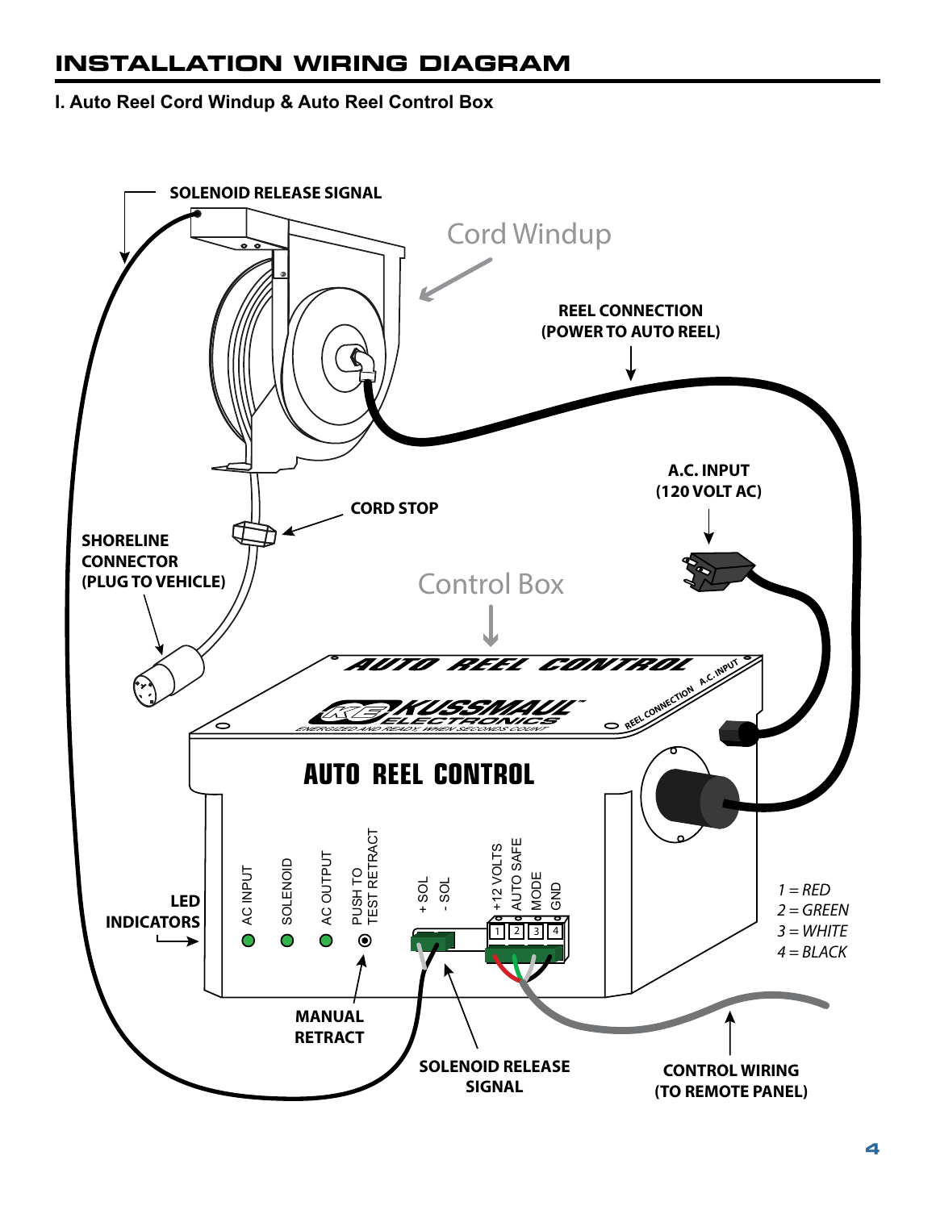# INSTALLATION WIRING DIAGRAM

**I. Auto Reel Cord Windup & Auto Reel Control Box**

SOLENOID RELEASE SIGNAL

Cord Windup

REEL CONNECTION
(POWER TO AUTO REEL)

A.C. INPUT
(120 VOLT AC)

CORD STOP

SHORELINE CONNECTOR (PLUG TO VEHICLE)

Control Box

AUTO REEL CONTROL

KUSSMAUL ELECTRONICS

ENERGIZED AND READY, WHEN SECONDS COUNT

REEL CONNECTION A.C. INPUT

AUTO REEL CONTROL

LED INDICATORS

AC INPUT

SOLENOID

AC OUTPUT

PUSH TO TEST RETRACT

+ SOL

- SOL

+12 VOLTS

AUTO SAFE

MODE

GND

1 2 3 4

*1 = RED*
*2 = GREEN*
*3 = WHITE*
*4 = BLACK*

MANUAL RETRACT

SOLENOID RELEASE SIGNAL

CONTROL WIRING
(TO REMOTE PANEL)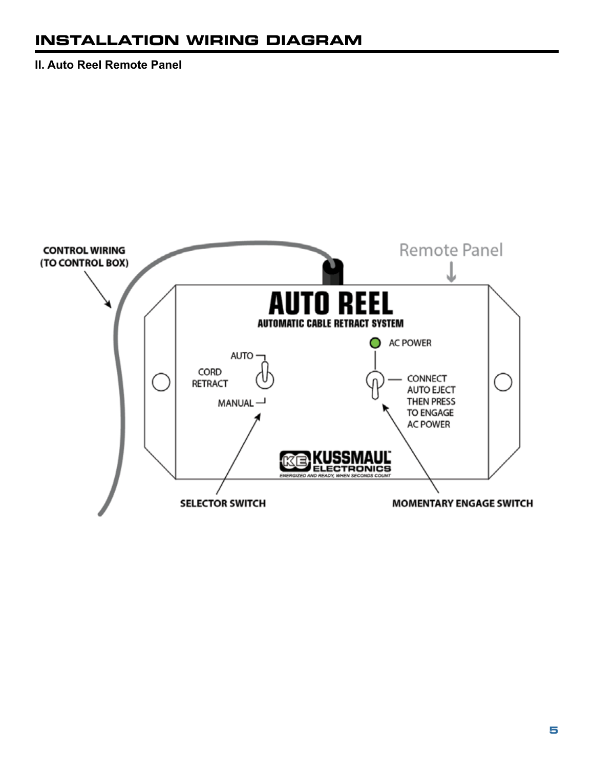# INSTALLATION WIRING DIAGRAM

**II. Auto Reel Remote Panel**

CONTROL WIRING (TO CONTROL BOX)

Remote Panel

AUTO REEL

AUTOMATIC CABLE RETRACT SYSTEM

AC POWER

AUTO

CORD RETRACT

MANUAL

CONNECT AUTO EJECT THEN PRESS TO ENGAGE AC POWER

KUSSMAUL ELECTRONICS

ENERGIZED AND READY, WHEN SECONDS COUNT

SELECTOR SWITCH

MOMENTARY ENGAGE SWITCH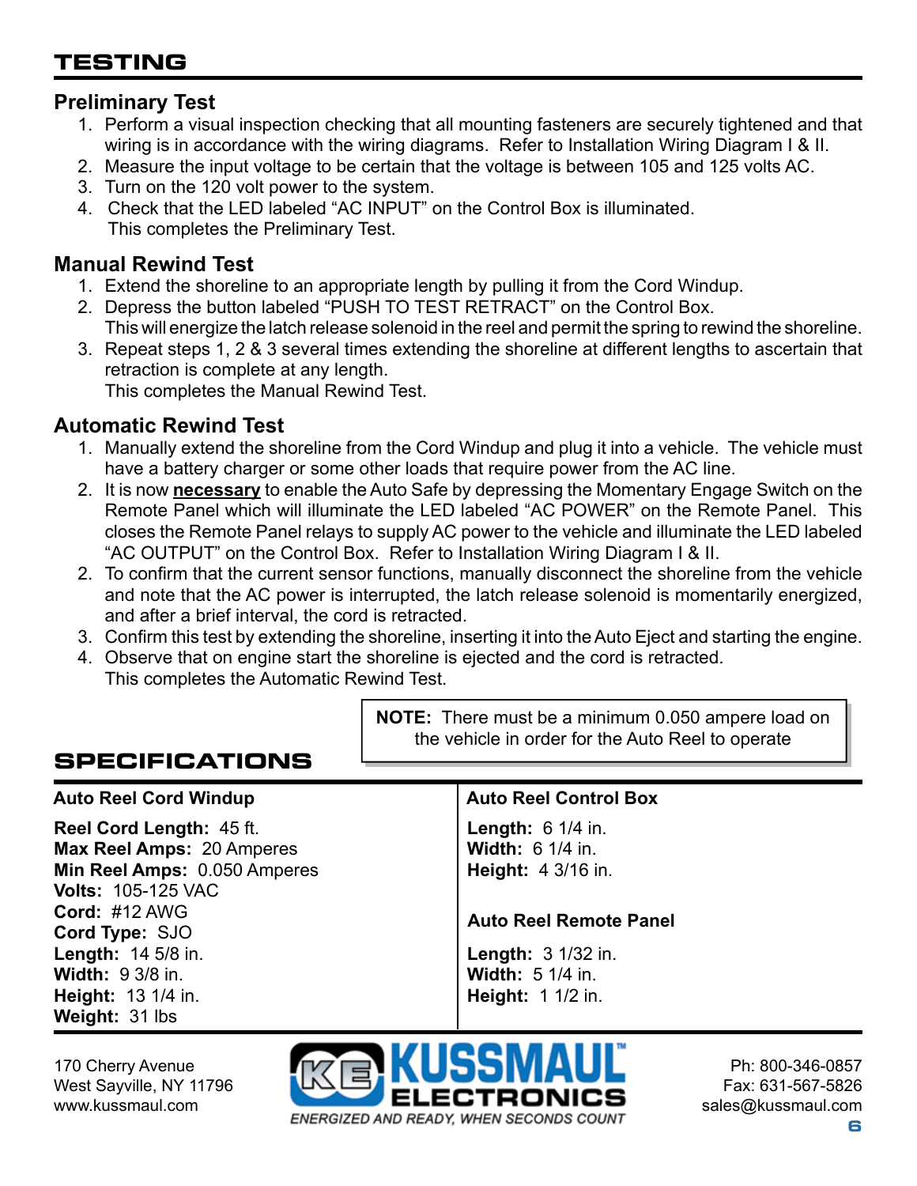# TESTING

## Preliminary Test

1. Perform a visual inspection checking that all mounting fasteners are securely tightened and that wiring is in accordance with the wiring diagrams. Refer to Installation Wiring Diagram I & II.
2. Measure the input voltage to be certain that the voltage is between 105 and 125 volts AC.
3. Turn on the 120 volt power to the system.
4. Check that the LED labeled “AC INPUT” on the Control Box is illuminated.
   This completes the Preliminary Test.

## Manual Rewind Test

1. Extend the shoreline to an appropriate length by pulling it from the Cord Windup.
2. Depress the button labeled “PUSH TO TEST RETRACT” on the Control Box.
   This will energize the latch release solenoid in the reel and permit the spring to rewind the shoreline.
3. Repeat steps 1, 2 & 3 several times extending the shoreline at different lengths to ascertain that retraction is complete at any length.
   This completes the Manual Rewind Test.

## Automatic Rewind Test

1. Manually extend the shoreline from the Cord Windup and plug it into a vehicle. The vehicle must have a battery charger or some other loads that require power from the AC line.
2. It is now **necessary** to enable the Auto Safe by depressing the Momentary Engage Switch on the Remote Panel which will illuminate the LED labeled “AC POWER” on the Remote Panel. This closes the Remote Panel relays to supply AC power to the vehicle and illuminate the LED labeled “AC OUTPUT” on the Control Box. Refer to Installation Wiring Diagram I & II.
2. To confirm that the current sensor functions, manually disconnect the shoreline from the vehicle and note that the AC power is interrupted, the latch release solenoid is momentarily energized, and after a brief interval, the cord is retracted.
3. Confirm this test by extending the shoreline, inserting it into the Auto Eject and starting the engine.
4. Observe that on engine start the shoreline is ejected and the cord is retracted.
   This completes the Automatic Rewind Test.

> **NOTE:** There must be a minimum 0.050 ampere load on the vehicle in order for the Auto Reel to operate

# SPECIFICATIONS

| Auto Reel Cord Windup | Auto Reel Control Box |
|---|---|
| **Reel Cord Length:** 45 ft. | **Length:** 6 1/4 in. |
| **Max Reel Amps:** 20 Amperes | **Width:** 6 1/4 in. |
| **Min Reel Amps:** 0.050 Amperes | **Height:** 4 3/16 in. |
| **Volts:** 105-125 VAC | |
| **Cord:** #12 AWG | **Auto Reel Remote Panel** |
| **Cord Type:** SJO | |
| **Length:** 14 5/8 in. | **Length:** 3 1/32 in. |
| **Width:** 9 3/8 in. | **Width:** 5 1/4 in. |
| **Height:** 13 1/4 in. | **Height:** 1 1/2 in. |
| **Weight:** 31 lbs | |

170 Cherry Avenue
West Sayville, NY 11796
www.kussmaul.com

KUSSMAUL ELECTRONICS
ENERGIZED AND READY, WHEN SECONDS COUNT

Ph: 800-346-0857
Fax: 631-567-5826
sales@kussmaul.com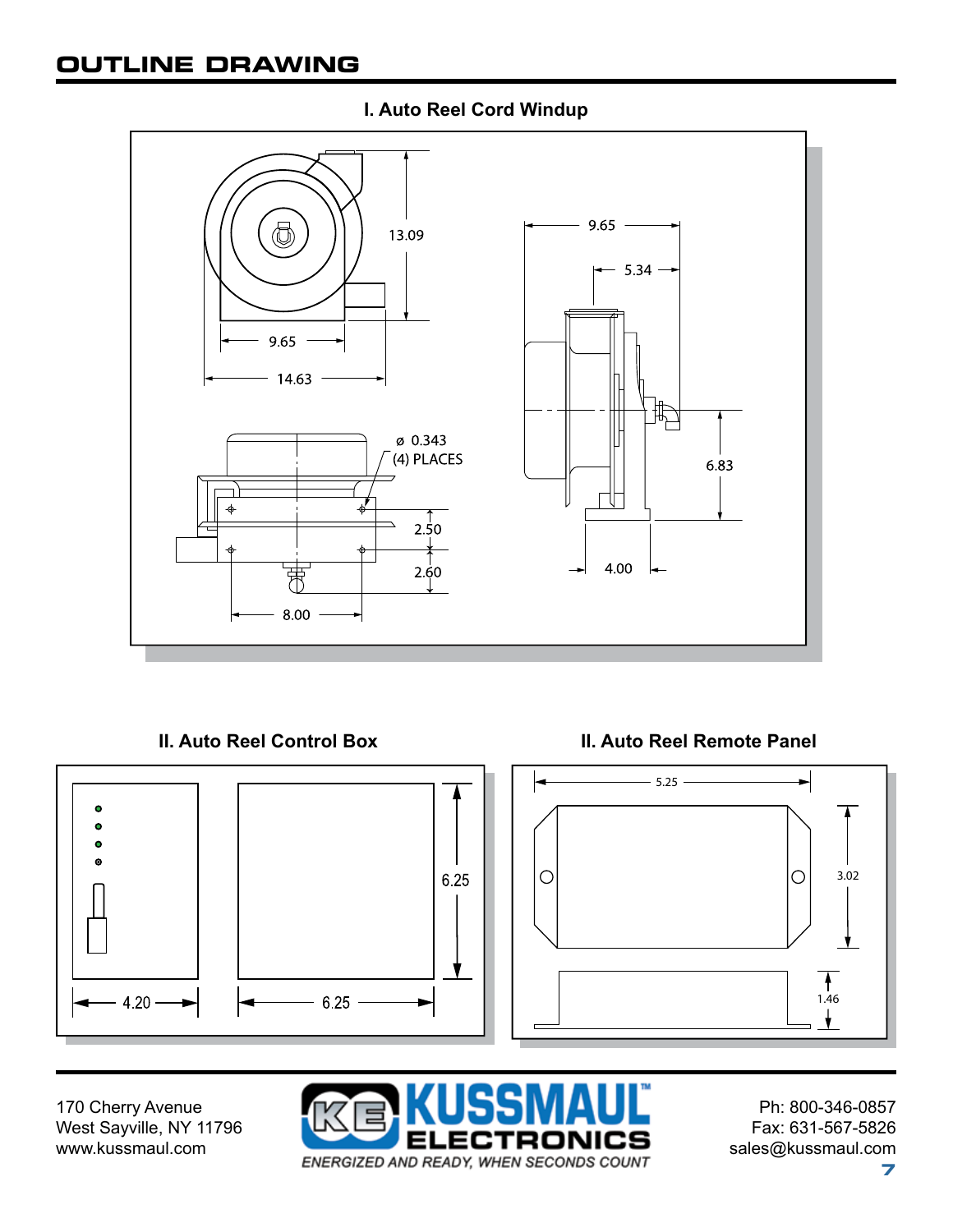# OUTLINE DRAWING

## I. Auto Reel Cord Windup

13.09

9.65

14.63

9.65

5.34

6.83

4.00

ø 0.343
(4) PLACES

2.50

2.60

8.00

## II. Auto Reel Control Box

6.25

4.20

6.25

## II. Auto Reel Remote Panel

5.25

3.02

1.46

170 Cherry Avenue
West Sayville, NY 11796
www.kussmaul.com

KUSSMAUL ELECTRONICS
*ENERGIZED AND READY, WHEN SECONDS COUNT*

Ph: 800-346-0857
Fax: 631-567-5826
sales@kussmaul.com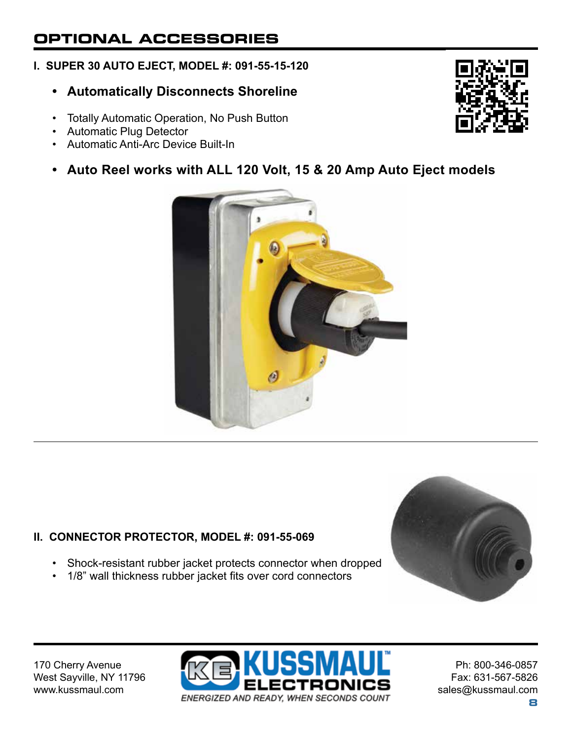# OPTIONAL ACCESSORIES

## I. SUPER 30 AUTO EJECT, MODEL #: 091-55-15-120

- **Automatically Disconnects Shoreline**

- Totally Automatic Operation, No Push Button
- Automatic Plug Detector
- Automatic Anti-Arc Device Built-In

- **Auto Reel works with ALL 120 Volt, 15 & 20 Amp Auto Eject models**

## II. CONNECTOR PROTECTOR, MODEL #: 091-55-069

- Shock-resistant rubber jacket protects connector when dropped
- 1/8" wall thickness rubber jacket fits over cord connectors

170 Cherry Avenue
West Sayville, NY 11796
www.kussmaul.com

KUSSMAUL ELECTRONICS
ENERGIZED AND READY, WHEN SECONDS COUNT

Ph: 800-346-0857
Fax: 631-567-5826
sales@kussmaul.com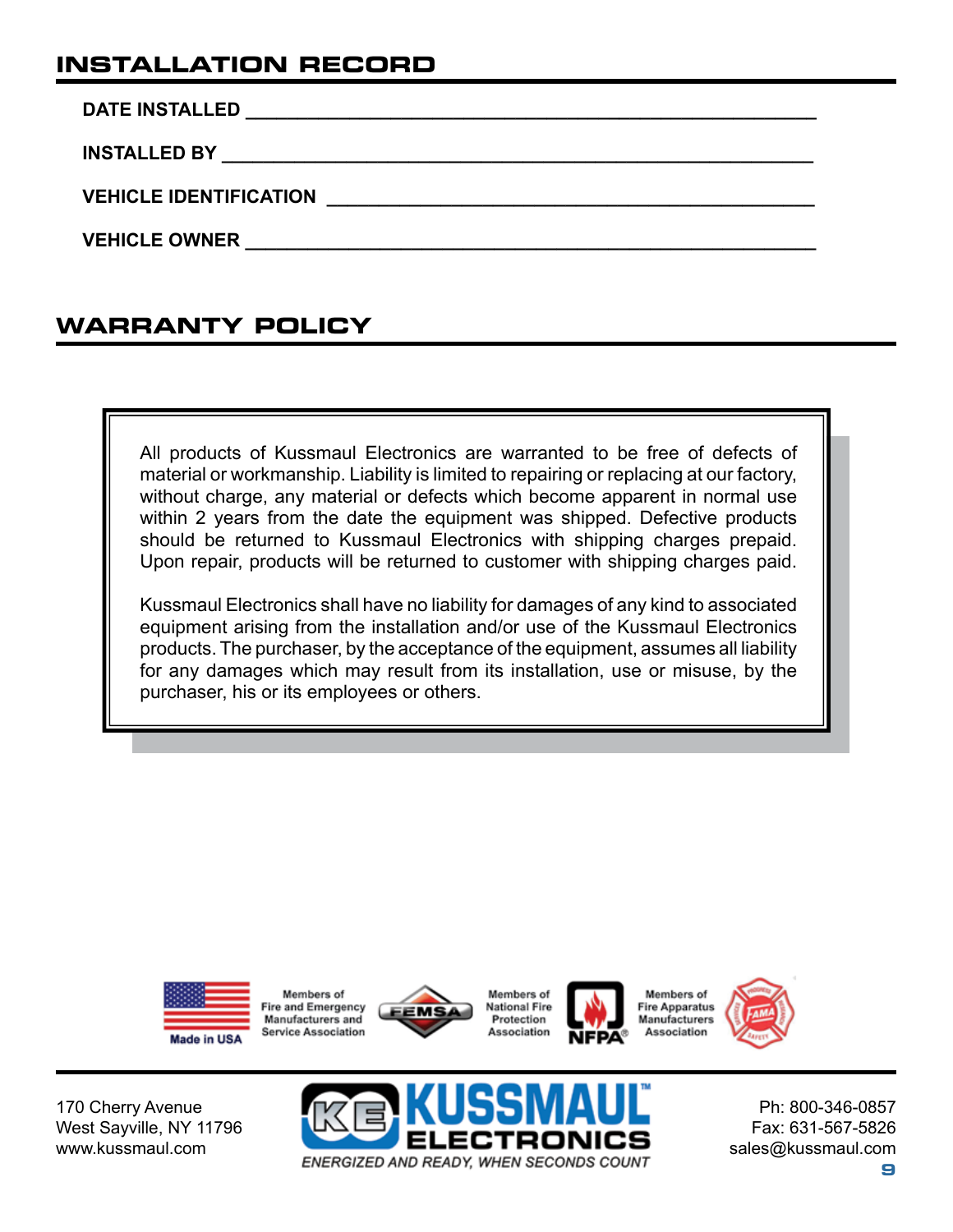## INSTALLATION RECORD

**DATE INSTALLED** ______________________________________________

**INSTALLED BY** ______________________________________________

**VEHICLE IDENTIFICATION** ______________________________________________

**VEHICLE OWNER** ______________________________________________

## WARRANTY POLICY

All products of Kussmaul Electronics are warranted to be free of defects of material or workmanship. Liability is limited to repairing or replacing at our factory, without charge, any material or defects which become apparent in normal use within 2 years from the date the equipment was shipped. Defective products should be returned to Kussmaul Electronics with shipping charges prepaid. Upon repair, products will be returned to customer with shipping charges paid.

Kussmaul Electronics shall have no liability for damages of any kind to associated equipment arising from the installation and/or use of the Kussmaul Electronics products. The purchaser, by the acceptance of the equipment, assumes all liability for any damages which may result from its installation, use or misuse, by the purchaser, his or its employees or others.

Made in USA

Members of Fire and Emergency Manufacturers and Service Association — FEMSA

Members of National Fire Protection Association — NFPA®

Members of Fire Apparatus Manufacturers Association — FAMA

170 Cherry Avenue
West Sayville, NY 11796
www.kussmaul.com

KUSSMAUL™ ELECTRONICS
*ENERGIZED AND READY, WHEN SECONDS COUNT*

Ph: 800-346-0857
Fax: 631-567-5826
sales@kussmaul.com